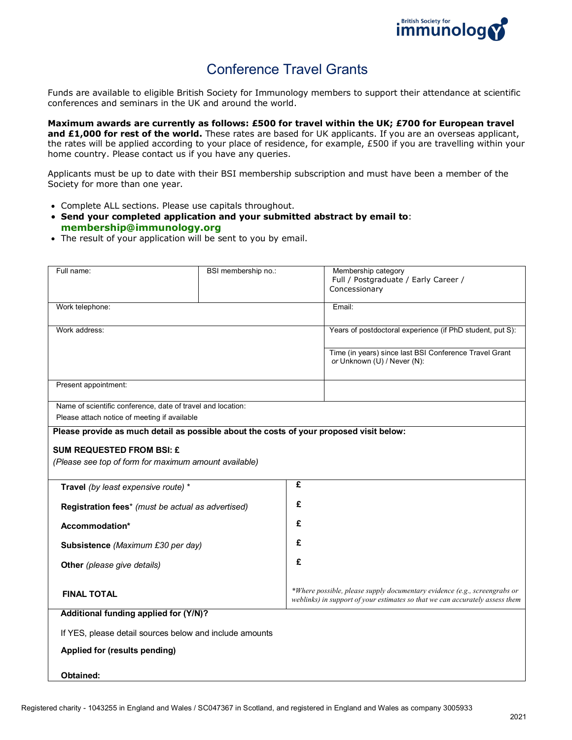British Society for immunology

# Conference Travel Grants

Funds are available to eligible British Society for Immunology members to support their attendance at scientific conferences and seminars in the UK and around the world.

**Maximum awards are currently as follows: £500 for travel within the UK; £700 for European travel and £1,000 for rest of the world.** These rates are based for UK applicants. If you are an overseas applicant, the rates will be applied according to your place of residence, for example, £500 if you are travelling within your home country. Please contact us if you have any queries.

Applicants must be up to date with their BSI membership subscription and must have been a member of the Society for more than one year.

- Complete ALL sections. Please use capitals throughout.
- **Send your completed application and your submitted abstract by email to**: **membership@immunology.org**
- The result of your application will be sent to you by email.

| Full name: | BSI membership no.: | Membership category<br>Full / Postgraduate / Early Career / Concessionary |
|---|---|---|
| Work telephone: | | Email: |
| Work address: | | Years of postdoctoral experience (if PhD student, put S):<br><br>Time (in years) since last BSI Conference Travel Grant *or* Unknown (U) / Never (N): |
| Present appointment: | | |
| Name of scientific conference, date of travel and location:<br>Please attach notice of meeting if available | | |

**Please provide as much detail as possible about the costs of your proposed visit below:**

**SUM REQUESTED FROM BSI: £**

*(Please see top of form for maximum amount available)*

| | |
|---|---|
| **Travel** *(by least expensive route)* * | £ |
| **Registration fees*** *(must be actual as advertised)* | £ |
| **Accommodation*** | £ |
| **Subsistence** *(Maximum £30 per day)* | £ |
| **Other** *(please give details)* | £ |
| **FINAL TOTAL** | **Where possible, please supply documentary evidence (e.g., screengrabs or weblinks) in support of your estimates so that we can accurately assess them* |

**Additional funding applied for (Y/N)?**

If YES, please detail sources below and include amounts

**Applied for (results pending)**

**Obtained:**

Registered charity - 1043255 in England and Wales / SC047367 in Scotland, and registered in England and Wales as company 3005933

2021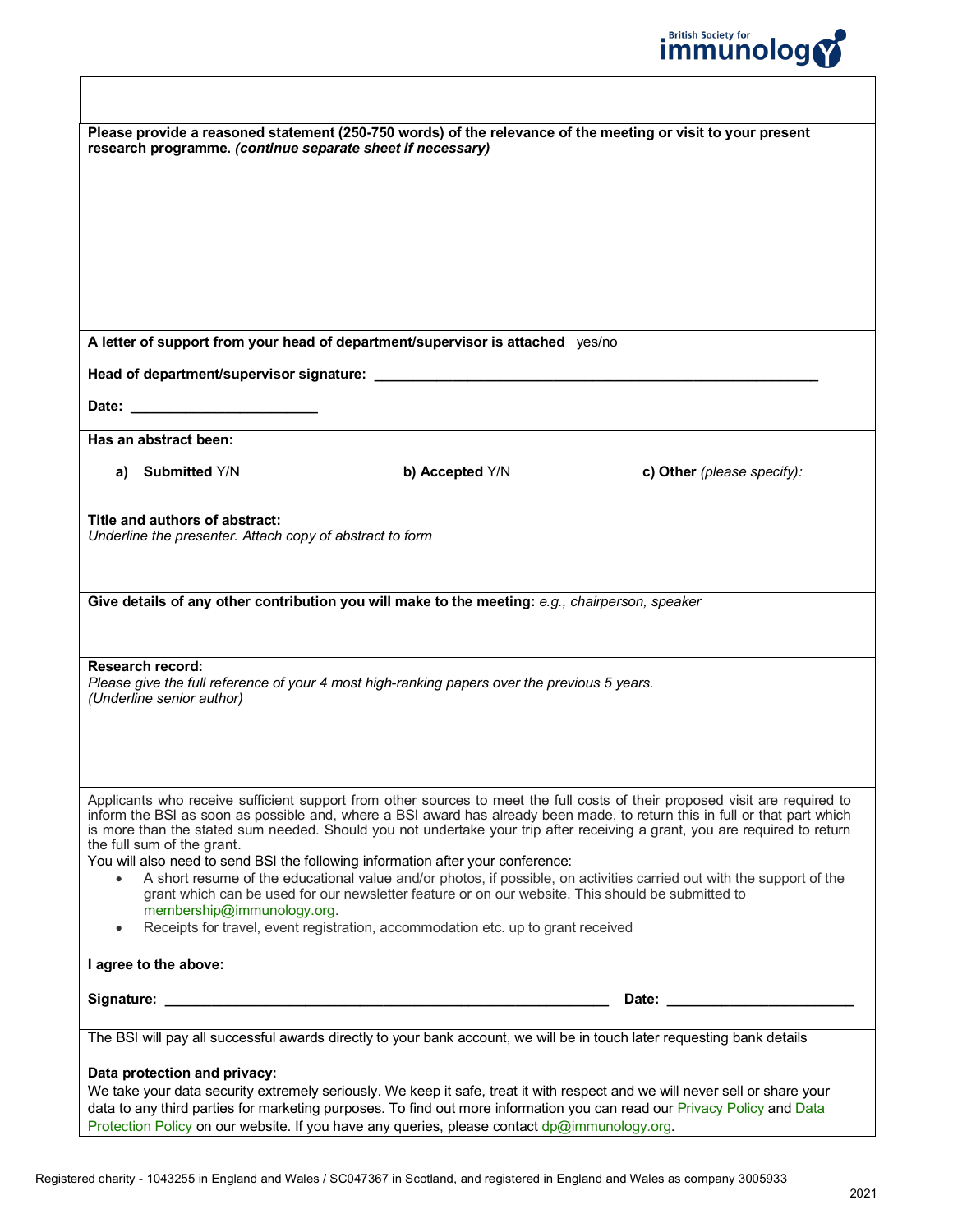**Please provide a reasoned statement (250-750 words) of the relevance of the meeting or visit to your present research programme.** ***(continue separate sheet if necessary)***

**A letter of support from your head of department/supervisor is attached** yes/no

**Head of department/supervisor signature:** \_\_\_\_\_\_\_\_\_\_\_\_\_\_\_\_\_\_\_\_\_\_\_\_\_\_\_\_\_\_\_\_\_\_\_\_\_\_\_\_\_\_\_\_\_\_\_\_\_\_\_\_\_\_

**Date:** \_\_\_\_\_\_\_\_\_\_\_\_\_\_\_\_\_\_\_\_\_\_\_

**Has an abstract been:**

**a) Submitted** Y/N **b) Accepted** Y/N **c) Other** *(please specify)*:

**Title and authors of abstract:**
*Underline the presenter. Attach copy of abstract to form*

**Give details of any other contribution you will make to the meeting:** *e.g., chairperson, speaker*

**Research record:**
*Please give the full reference of your 4 most high-ranking papers over the previous 5 years.*
*(Underline senior author)*

Applicants who receive sufficient support from other sources to meet the full costs of their proposed visit are required to inform the BSI as soon as possible and, where a BSI award has already been made, to return this in full or that part which is more than the stated sum needed. Should you not undertake your trip after receiving a grant, you are required to return the full sum of the grant.
You will also need to send BSI the following information after your conference:

- A short resume of the educational value and/or photos, if possible, on activities carried out with the support of the grant which can be used for our newsletter feature or on our website. This should be submitted to membership@immunology.org.
- Receipts for travel, event registration, accommodation etc. up to grant received

**I agree to the above:**

**Signature:** \_\_\_\_\_\_\_\_\_\_\_\_\_\_\_\_\_\_\_\_\_\_\_\_\_\_\_\_\_\_\_\_\_\_\_\_\_\_\_\_\_\_\_\_\_\_\_\_\_\_\_\_\_\_\_\_ **Date:** \_\_\_\_\_\_\_\_\_\_\_\_\_\_\_\_\_\_\_\_\_\_\_

The BSI will pay all successful awards directly to your bank account, we will be in touch later requesting bank details

**Data protection and privacy:**
We take your data security extremely seriously. We keep it safe, treat it with respect and we will never sell or share your data to any third parties for marketing purposes. To find out more information you can read our Privacy Policy and Data Protection Policy on our website. If you have any queries, please contact dp@immunology.org.

Registered charity - 1043255 in England and Wales / SC047367 in Scotland, and registered in England and Wales as company 3005933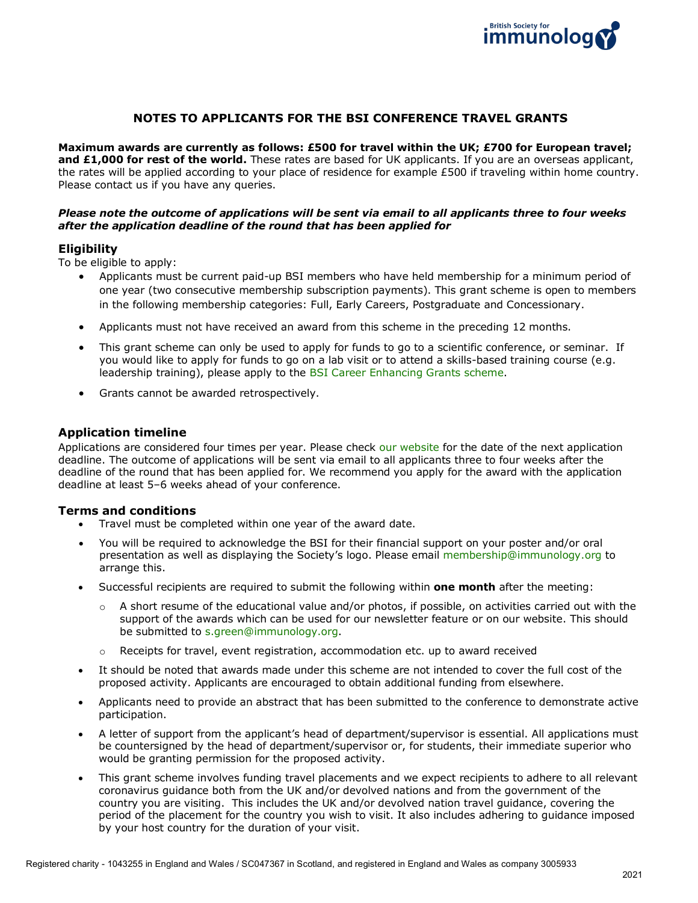## NOTES TO APPLICANTS FOR THE BSI CONFERENCE TRAVEL GRANTS

**Maximum awards are currently as follows: £500 for travel within the UK; £700 for European travel; and £1,000 for rest of the world.** These rates are based for UK applicants. If you are an overseas applicant, the rates will be applied according to your place of residence for example £500 if traveling within home country. Please contact us if you have any queries.

***Please note the outcome of applications will be sent via email to all applicants three to four weeks after the application deadline of the round that has been applied for***

### Eligibility

To be eligible to apply:

- Applicants must be current paid-up BSI members who have held membership for a minimum period of one year (two consecutive membership subscription payments). This grant scheme is open to members in the following membership categories: Full, Early Careers, Postgraduate and Concessionary.
- Applicants must not have received an award from this scheme in the preceding 12 months.
- This grant scheme can only be used to apply for funds to go to a scientific conference, or seminar. If you would like to apply for funds to go on a lab visit or to attend a skills-based training course (e.g. leadership training), please apply to the BSI Career Enhancing Grants scheme.
- Grants cannot be awarded retrospectively.

### Application timeline

Applications are considered four times per year. Please check our website for the date of the next application deadline. The outcome of applications will be sent via email to all applicants three to four weeks after the deadline of the round that has been applied for. We recommend you apply for the award with the application deadline at least 5–6 weeks ahead of your conference.

### Terms and conditions

- Travel must be completed within one year of the award date.
- You will be required to acknowledge the BSI for their financial support on your poster and/or oral presentation as well as displaying the Society's logo. Please email membership@immunology.org to arrange this.
- Successful recipients are required to submit the following within **one month** after the meeting:
  - A short resume of the educational value and/or photos, if possible, on activities carried out with the support of the awards which can be used for our newsletter feature or on our website. This should be submitted to s.green@immunology.org.
  - Receipts for travel, event registration, accommodation etc. up to award received
- It should be noted that awards made under this scheme are not intended to cover the full cost of the proposed activity. Applicants are encouraged to obtain additional funding from elsewhere.
- Applicants need to provide an abstract that has been submitted to the conference to demonstrate active participation.
- A letter of support from the applicant's head of department/supervisor is essential. All applications must be countersigned by the head of department/supervisor or, for students, their immediate superior who would be granting permission for the proposed activity.
- This grant scheme involves funding travel placements and we expect recipients to adhere to all relevant coronavirus guidance both from the UK and/or devolved nations and from the government of the country you are visiting. This includes the UK and/or devolved nation travel guidance, covering the period of the placement for the country you wish to visit. It also includes adhering to guidance imposed by your host country for the duration of your visit.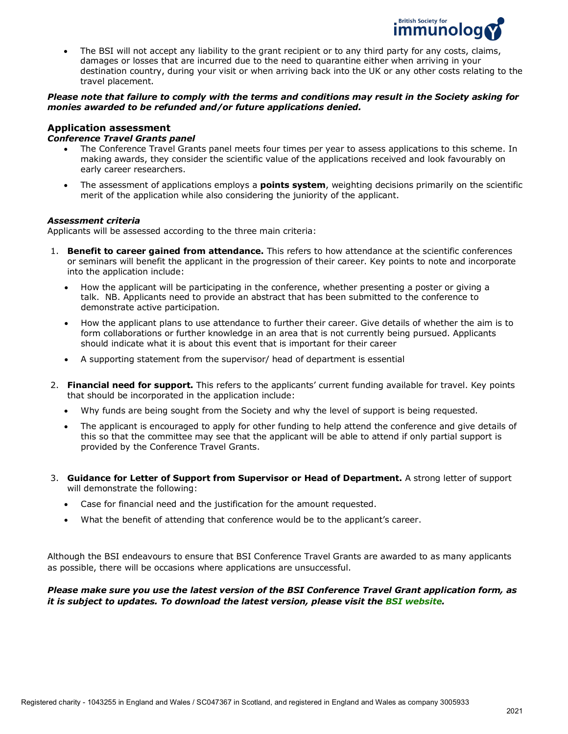- The BSI will not accept any liability to the grant recipient or to any third party for any costs, claims, damages or losses that are incurred due to the need to quarantine either when arriving in your destination country, during your visit or when arriving back into the UK or any other costs relating to the travel placement.

***Please note that failure to comply with the terms and conditions may result in the Society asking for monies awarded to be refunded and/or future applications denied.***

## Application assessment

### *Conference Travel Grants panel*

- The Conference Travel Grants panel meets four times per year to assess applications to this scheme. In making awards, they consider the scientific value of the applications received and look favourably on early career researchers.
- The assessment of applications employs a **points system**, weighting decisions primarily on the scientific merit of the application while also considering the juniority of the applicant.

### *Assessment criteria*

Applicants will be assessed according to the three main criteria:

1. **Benefit to career gained from attendance.** This refers to how attendance at the scientific conferences or seminars will benefit the applicant in the progression of their career. Key points to note and incorporate into the application include:
   - How the applicant will be participating in the conference, whether presenting a poster or giving a talk. NB. Applicants need to provide an abstract that has been submitted to the conference to demonstrate active participation.
   - How the applicant plans to use attendance to further their career. Give details of whether the aim is to form collaborations or further knowledge in an area that is not currently being pursued. Applicants should indicate what it is about this event that is important for their career
   - A supporting statement from the supervisor/ head of department is essential
2. **Financial need for support.** This refers to the applicants' current funding available for travel. Key points that should be incorporated in the application include:
   - Why funds are being sought from the Society and why the level of support is being requested.
   - The applicant is encouraged to apply for other funding to help attend the conference and give details of this so that the committee may see that the applicant will be able to attend if only partial support is provided by the Conference Travel Grants.
3. **Guidance for Letter of Support from Supervisor or Head of Department.** A strong letter of support will demonstrate the following:
   - Case for financial need and the justification for the amount requested.
   - What the benefit of attending that conference would be to the applicant's career.

Although the BSI endeavours to ensure that BSI Conference Travel Grants are awarded to as many applicants as possible, there will be occasions where applications are unsuccessful.

***Please make sure you use the latest version of the BSI Conference Travel Grant application form, as it is subject to updates. To download the latest version, please visit the BSI website.***